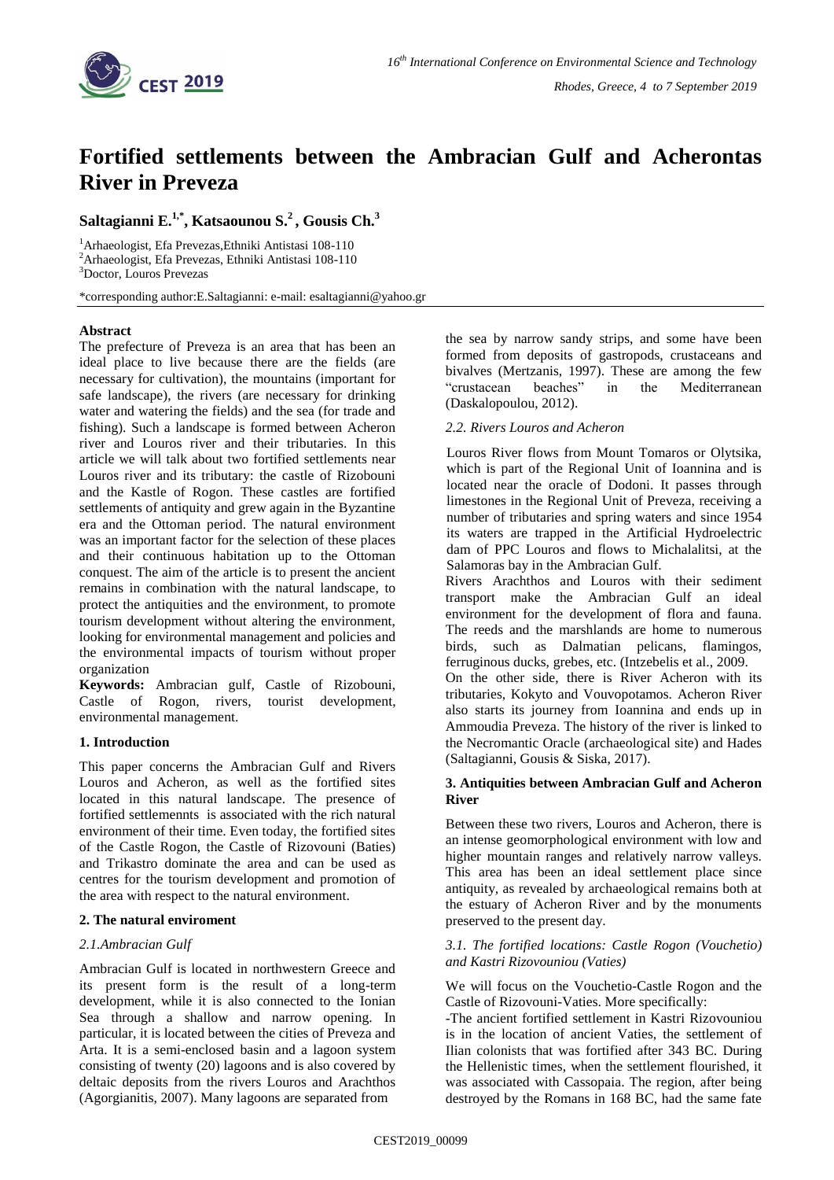# Fortified settlements between the Ambracian Gulf and Acherontas River in Preveza

**Saltagianni E.[1,*], Katsaounou S.[2], Gousis Ch.[3]**

[1]Arhaeologist, Efa Prevezas,Ethniki Antistasi 108-110
[2]Arhaeologist, Efa Prevezas, Ethniki Antistasi 108-110
[3]Doctor, Louros Prevezas

*corresponding author:E.Saltagianni: e-mail: esaltagianni@yahoo.gr

## Abstract

The prefecture of Preveza is an area that has been an ideal place to live because there are the fields (are necessary for cultivation), the mountains (important for safe landscape), the rivers (are necessary for drinking water and watering the fields) and the sea (for trade and fishing). Such a landscape is formed between Acheron river and Louros river and their tributaries. In this article we will talk about two fortified settlements near Louros river and its tributary: the castle of Rizobouni and the Kastle of Rogon. These castles are fortified settlements of antiquity and grew again in the Byzantine era and the Ottoman period. The natural environment was an important factor for the selection of these places and their continuous habitation up to the Ottoman conquest. The aim of the article is to present the ancient remains in combination with the natural landscape, to protect the antiquities and the environment, to promote tourism development without altering the environment, looking for environmental management and policies and the environmental impacts of tourism without proper organization

**Keywords:** Ambracian gulf, Castle of Rizobouni, Castle of Rogon, rivers, tourist development, environmental management.

## 1. Introduction

This paper concerns the Ambracian Gulf and Rivers Louros and Acheron, as well as the fortified sites located in this natural landscape. The presence of fortified settlemennts is associated with the rich natural environment of their time. Even today, the fortified sites of the Castle Rogon, the Castle of Rizovouni (Baties) and Trikastro dominate the area and can be used as centres for the tourism development and promotion of the area with respect to the natural environment.

## 2. The natural enviroment

### *2.1.Ambracian Gulf*

Ambracian Gulf is located in northwestern Greece and its present form is the result of a long-term development, while it is also connected to the Ionian Sea through a shallow and narrow opening. In particular, it is located between the cities of Preveza and Arta. It is a semi-enclosed basin and a lagoon system consisting of twenty (20) lagoons and is also covered by deltaic deposits from the rivers Louros and Arachthos (Agorgianitis, 2007). Many lagoons are separated from the sea by narrow sandy strips, and some have been formed from deposits of gastropods, crustaceans and bivalves (Mertzanis, 1997). These are among the few "crustacean beaches" in the Mediterranean (Daskalopoulou, 2012).

### *2.2. Rivers Louros and Acheron*

Louros River flows from Mount Tomaros or Olytsika, which is part of the Regional Unit of Ioannina and is located near the oracle of Dodoni. It passes through limestones in the Regional Unit of Preveza, receiving a number of tributaries and spring waters and since 1954 its waters are trapped in the Artificial Hydroelectric dam of PPC Louros and flows to Michalalitsi, at the Salamoras bay in the Ambracian Gulf.

Rivers Arachthos and Louros with their sediment transport make the Ambracian Gulf an ideal environment for the development of flora and fauna. The reeds and the marshlands are home to numerous birds, such as Dalmatian pelicans, flamingos, ferruginous ducks, grebes, etc. (Intzebelis et al., 2009.

On the other side, there is River Acheron with its tributaries, Kokyto and Vouvopotamos. Acheron River also starts its journey from Ioannina and ends up in Ammoudia Preveza. The history of the river is linked to the Necromantic Oracle (archaeological site) and Hades (Saltagianni, Gousis & Siska, 2017).

## 3. Antiquities between Ambracian Gulf and Acheron River

Between these two rivers, Louros and Acheron, there is an intense geomorphological environment with low and higher mountain ranges and relatively narrow valleys. This area has been an ideal settlement place since antiquity, as revealed by archaeological remains both at the estuary of Acheron River and by the monuments preserved to the present day.

### *3.1. The fortified locations: Castle Rogon (Vouchetio) and Kastri Rizovouniou (Vaties)*

We will focus on the Vouchetio-Castle Rogon and the Castle of Rizovouni-Vaties. More specifically:

-The ancient fortified settlement in Kastri Rizovouniou is in the location of ancient Vaties, the settlement of Ilian colonists that was fortified after 343 BC. During the Hellenistic times, when the settlement flourished, it was associated with Cassopaia. The region, after being destroyed by the Romans in 168 BC, had the same fate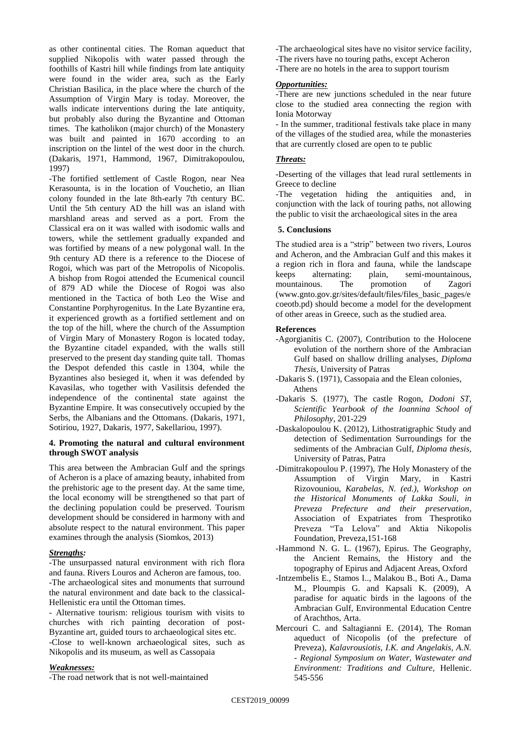as other continental cities. The Roman aqueduct that supplied Nikopolis with water passed through the foothills of Kastri hill while findings from late antiquity were found in the wider area, such as the Early Christian Basilica, in the place where the church of the Assumption of Virgin Mary is today. Moreover, the walls indicate interventions during the late antiquity, but probably also during the Byzantine and Ottoman times. The katholikon (major church) of the Monastery was built and painted in 1670 according to an inscription on the lintel of the west door in the church. (Dakaris, 1971, Hammond, 1967, Dimitrakopoulou, 1997)

-The fortified settlement of Castle Rogon, near Nea Kerasounta, is in the location of Vouchetio, an Ilian colony founded in the late 8th-early 7th century BC. Until the 5th century AD the hill was an island with marshland areas and served as a port. From the Classical era on it was walled with isodomic walls and towers, while the settlement gradually expanded and was fortified by means of a new polygonal wall. In the 9th century AD there is a reference to the Diocese of Rogoi, which was part of the Metropolis of Nicopolis. A bishop from Rogoi attended the Ecumenical council of 879 AD while the Diocese of Rogoi was also mentioned in the Tactica of both Leo the Wise and Constantine Porphyrogenitus. In the Late Byzantine era, it experienced growth as a fortified settlement and on the top of the hill, where the church of the Assumption of Virgin Mary of Monastery Rogon is located today, the Byzantine citadel expanded, with the walls still preserved to the present day standing quite tall. Thomas the Despot defended this castle in 1304, while the Byzantines also besieged it, when it was defended by Kavasilas, who together with Vasilitsis defended the independence of the continental state against the Byzantine Empire. It was consecutively occupied by the Serbs, the Albanians and the Ottomans. (Dakaris, 1971, Sotiriou, 1927, Dakaris, 1977, Sakellariou, 1997).

## 4. Promoting the natural and cultural environment through SWOT analysis

This area between the Ambracian Gulf and the springs of Acheron is a place of amazing beauty, inhabited from the prehistoric age to the present day. At the same time, the local economy will be strengthened so that part of the declining population could be preserved. Tourism development should be considered in harmony with and absolute respect to the natural environment. This paper examines through the analysis (Siomkos, 2013)

***Strengths:***

-The unsurpassed natural environment with rich flora and fauna. Rivers Louros and Acheron are famous, too.

-The archaeological sites and monuments that surround the natural environment and date back to the classical-Hellenistic era until the Ottoman times.

- Alternative tourism: religious tourism with visits to churches with rich painting decoration of post-Byzantine art, guided tours to archaeological sites etc.

-Close to well-known archaeological sites, such as Nikopolis and its museum, as well as Cassopaia

***Weaknesses:***

-The road network that is not well-maintained

-The archaeological sites have no visitor service facility,

-The rivers have no touring paths, except Acheron

-There are no hotels in the area to support tourism

***Opportunities:***

-There are new junctions scheduled in the near future close to the studied area connecting the region with Ionia Motorway

- In the summer, traditional festivals take place in many of the villages of the studied area, while the monasteries that are currently closed are open to te public

***Threats:***

-Deserting of the villages that lead rural settlements in Greece to decline

-The vegetation hiding the antiquities and, in conjunction with the lack of touring paths, not allowing the public to visit the archaeological sites in the area

## 5. Conclusions

The studied area is a "strip" between two rivers, Louros and Acheron, and the Ambracian Gulf and this makes it a region rich in flora and fauna, while the landscape keeps alternating: plain, semi-mountainous, mountainous. The promotion of Zagori (www.gnto.gov.gr/sites/default/files/files_basic_pages/ecoeotb.pd) should become a model for the development of other areas in Greece, such as the studied area.

## References

-Agorgianitis C. (2007), Contribution to the Holocene evolution of the northern shore of the Ambracian Gulf based on shallow drilling analyses, *Diploma Thesis*, University of Patras

-Dakaris S. (1971), Cassopaia and the Elean colonies, Athens

-Dakaris S. (1977), The castle Rogon, *Dodoni ST, Scientific Yearbook of the Ioannina School of Philosophy*, 201-229

-Daskalopoulou K. (2012), Lithostratigraphic Study and detection of Sedimentation Surroundings for the sediments of the Ambracian Gulf, *Diploma thesis*, University of Patras, Patra

-Dimitrakopoulou P. (1997), *T*he Holy Monastery of the Assumption of Virgin Mary, in Kastri Rizovouniou, *Karabelas, N. (ed.), Workshop on the Historical Monuments of Lakka Souli, in Preveza Prefecture and their preservation*, Association of Expatriates from Thesprotiko Preveza "Ta Lelova" and Aktia Nikopolis Foundation, Preveza,151-168

-Hammond N. G. L. (1967), Epirus. The Geography, the Ancient Remains, the History and the topography of Epirus and Adjacent Areas, Oxford

-Intzembelis E., Stamos I.., Malakou B., Boti A., Dama M., Ploumpis G. and Kapsali K. (2009), A paradise for aquatic birds in the lagoons of the Ambracian Gulf, Environmental Education Centre of Arachthos, Arta.

Mercouri C. and Saltagianni E. (2014), The Roman aqueduct of Nicopolis (of the prefecture of Preveza), *Kalavrousiotis, I.K. and Angelakis, A.N. - Regional Symposium on Water, Wastewater and Environment: Traditions and Culture*, Hellenic. 545-556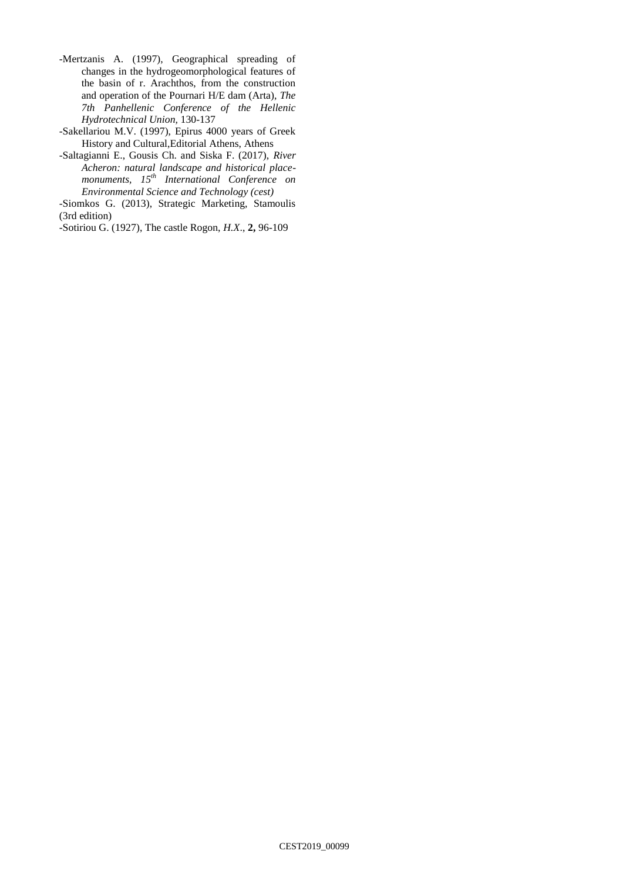-Mertzanis A. (1997), Geographical spreading of changes in the hydrogeomorphological features of the basin of r. Arachthos, from the construction and operation of the Pournari H/E dam (Arta), *The 7th Panhellenic Conference of the Hellenic Hydrotechnical Union*, 130-137

-Sakellariou M.V. (1997), Epirus 4000 years of Greek History and Cultural,Editorial Athens, Athens

-Saltagianni E., Gousis Ch. and Siska F. (2017), *River Acheron: natural landscape and historical place-monuments*, *15th International Conference on Environmental Science and Technology (cest)*

-Siomkos G. (2013), Strategic Marketing, Stamoulis (3rd edition)

-Sotiriou G. (1927), The castle Rogon, *H.X*., **2,** 96-109

CEST2019_00099